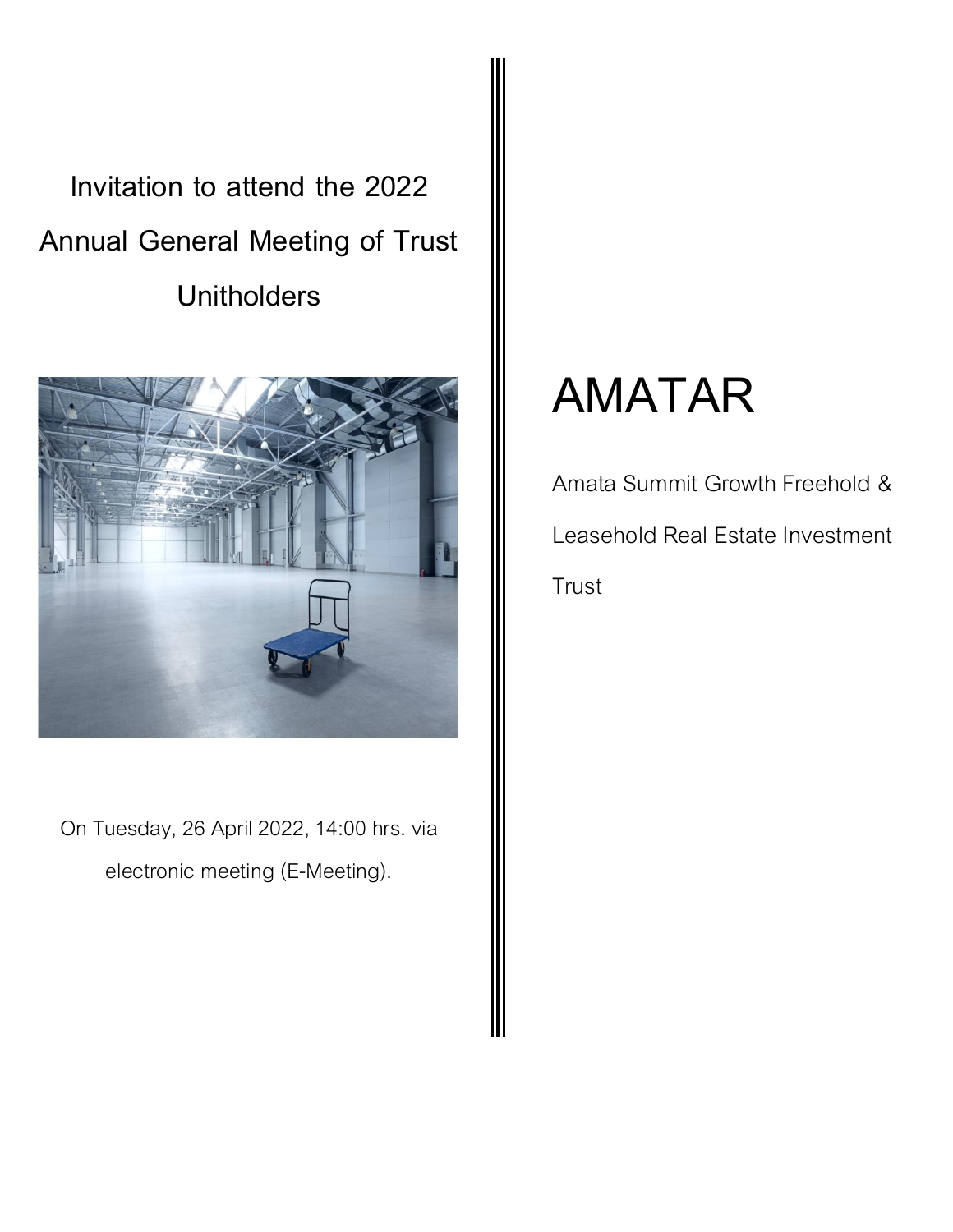# Invitation to attend the 2022 Annual General Meeting of Trust Unitholders

On Tuesday, 26 April 2022, 14:00 hrs. via electronic meeting (E-Meeting).

# AMATAR

Amata Summit Growth Freehold & Leasehold Real Estate Investment Trust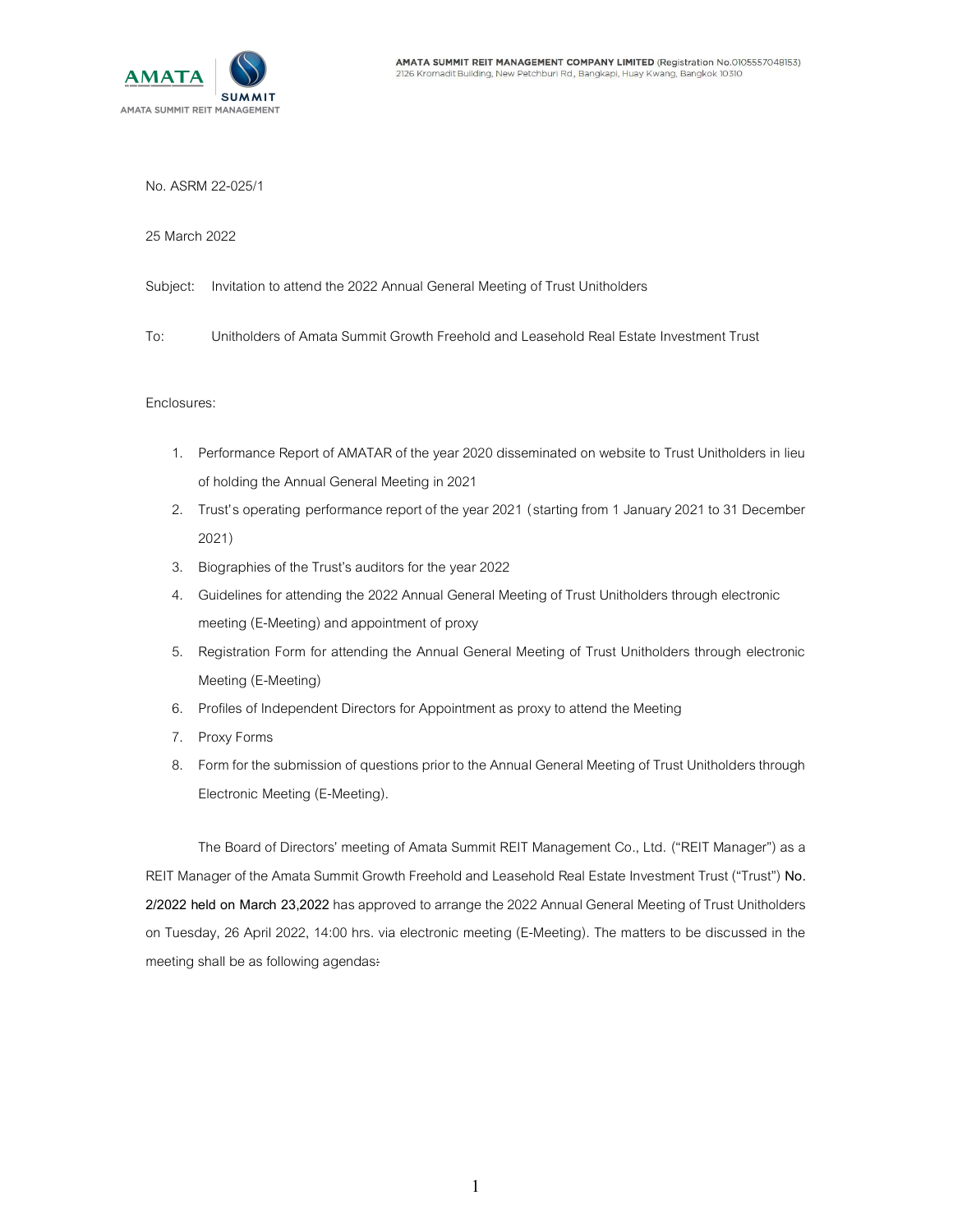No. ASRM 22-025/1

25 March 2022

Subject: Invitation to attend the 2022 Annual General Meeting of Trust Unitholders

To: Unitholders of Amata Summit Growth Freehold and Leasehold Real Estate Investment Trust

Enclosures:

1. Performance Report of AMATAR of the year 2020 disseminated on website to Trust Unitholders in lieu of holding the Annual General Meeting in 2021
2. Trust's operating performance report of the year 2021 (starting from 1 January 2021 to 31 December 2021)
3. Biographies of the Trust's auditors for the year 2022
4. Guidelines for attending the 2022 Annual General Meeting of Trust Unitholders through electronic meeting (E-Meeting) and appointment of proxy
5. Registration Form for attending the Annual General Meeting of Trust Unitholders through electronic Meeting (E-Meeting)
6. Profiles of Independent Directors for Appointment as proxy to attend the Meeting
7. Proxy Forms
8. Form for the submission of questions prior to the Annual General Meeting of Trust Unitholders through Electronic Meeting (E-Meeting).

The Board of Directors' meeting of Amata Summit REIT Management Co., Ltd. ("REIT Manager") as a REIT Manager of the Amata Summit Growth Freehold and Leasehold Real Estate Investment Trust ("Trust") **No. 2/2022 held on March 23,2022** has approved to arrange the 2022 Annual General Meeting of Trust Unitholders on Tuesday, 26 April 2022, 14:00 hrs. via electronic meeting (E-Meeting). The matters to be discussed in the meeting shall be as following agendas: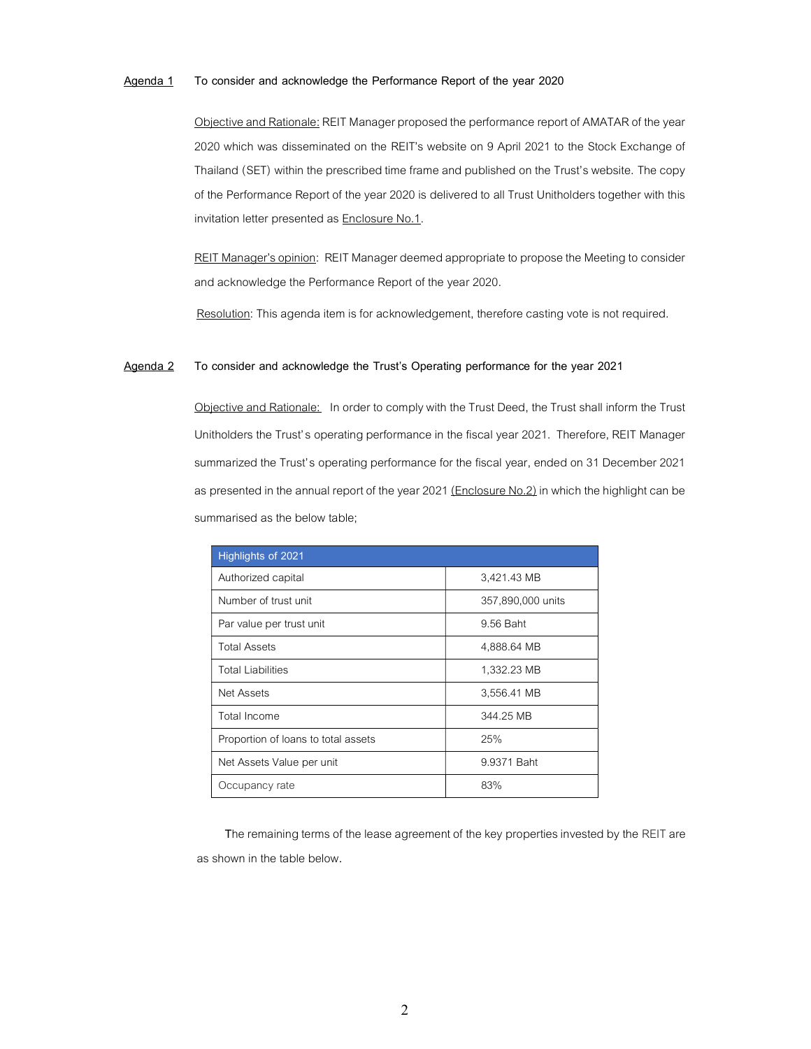**Agenda 1** **To consider and acknowledge the Performance Report of the year 2020**

Objective and Rationale: REIT Manager proposed the performance report of AMATAR of the year 2020 which was disseminated on the REIT's website on 9 April 2021 to the Stock Exchange of Thailand (SET) within the prescribed time frame and published on the Trust's website. The copy of the Performance Report of the year 2020 is delivered to all Trust Unitholders together with this invitation letter presented as Enclosure No.1.

REIT Manager's opinion: REIT Manager deemed appropriate to propose the Meeting to consider and acknowledge the Performance Report of the year 2020.

Resolution: This agenda item is for acknowledgement, therefore casting vote is not required.

**Agenda 2** **To consider and acknowledge the Trust's Operating performance for the year 2021**

Objective and Rationale: In order to comply with the Trust Deed, the Trust shall inform the Trust Unitholders the Trust's operating performance in the fiscal year 2021. Therefore, REIT Manager summarized the Trust's operating performance for the fiscal year, ended on 31 December 2021 as presented in the annual report of the year 2021 (Enclosure No.2) in which the highlight can be summarised as the below table;

| Highlights of 2021 | |
|---|---|
| Authorized capital | 3,421.43 MB |
| Number of trust unit | 357,890,000 units |
| Par value per trust unit | 9.56 Baht |
| Total Assets | 4,888.64 MB |
| Total Liabilities | 1,332.23 MB |
| Net Assets | 3,556.41 MB |
| Total Income | 344.25 MB |
| Proportion of loans to total assets | 25% |
| Net Assets Value per unit | 9.9371 Baht |
| Occupancy rate | 83% |

The remaining terms of the lease agreement of the key properties invested by the REIT are as shown in the table below.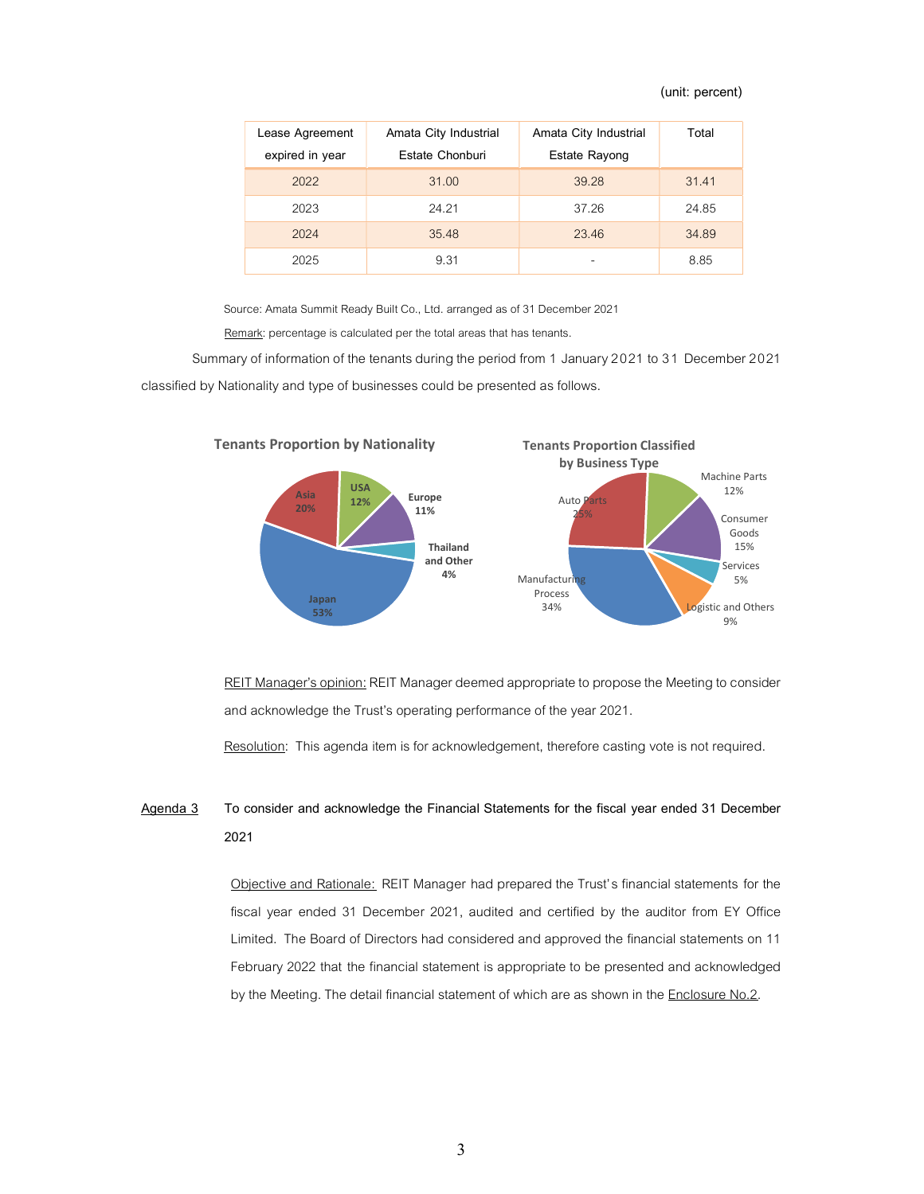(unit: percent)

| Lease Agreement expired in year | Amata City Industrial Estate Chonburi | Amata City Industrial Estate Rayong | Total |
|---|---|---|---|
| 2022 | 31.00 | 39.28 | 31.41 |
| 2023 | 24.21 | 37.26 | 24.85 |
| 2024 | 35.48 | 23.46 | 34.89 |
| 2025 | 9.31 | - | 8.85 |

Source: Amata Summit Ready Built Co., Ltd. arranged as of 31 December 2021

Remark: percentage is calculated per the total areas that has tenants.

Summary of information of the tenants during the period from 1 January 2021 to 31 December 2021 classified by Nationality and type of businesses could be presented as follows.

**Tenants Proportion by Nationality**

Japan 53%, Asia 20%, USA 12%, Europe 11%, Thailand and Other 4%

**Tenants Proportion Classified by Business Type**

Manufacturing Process 34%, Auto Parts 25%, Consumer Goods 15%, Machine Parts 12%, Logistic and Others 9%, Services 5%

REIT Manager's opinion: REIT Manager deemed appropriate to propose the Meeting to consider and acknowledge the Trust's operating performance of the year 2021.

Resolution: This agenda item is for acknowledgement, therefore casting vote is not required.

**Agenda 3 To consider and acknowledge the Financial Statements for the fiscal year ended 31 December 2021**

Objective and Rationale: REIT Manager had prepared the Trust's financial statements for the fiscal year ended 31 December 2021, audited and certified by the auditor from EY Office Limited. The Board of Directors had considered and approved the financial statements on 11 February 2022 that the financial statement is appropriate to be presented and acknowledged by the Meeting. The detail financial statement of which are as shown in the Enclosure No.2.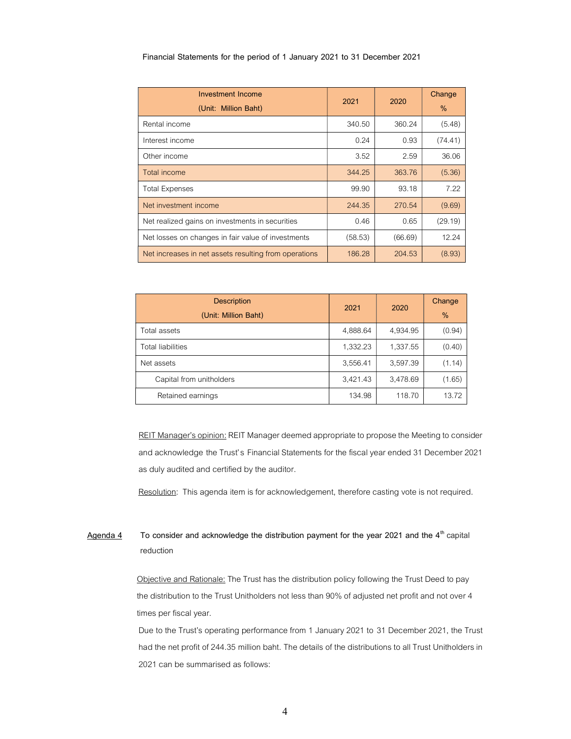Financial Statements for the period of 1 January 2021 to 31 December 2021

| Investment Income (Unit: Million Baht) | 2021 | 2020 | Change % |
|---|---|---|---|
| Rental income | 340.50 | 360.24 | (5.48) |
| Interest income | 0.24 | 0.93 | (74.41) |
| Other income | 3.52 | 2.59 | 36.06 |
| Total income | 344.25 | 363.76 | (5.36) |
| Total Expenses | 99.90 | 93.18 | 7.22 |
| Net investment income | 244.35 | 270.54 | (9.69) |
| Net realized gains on investments in securities | 0.46 | 0.65 | (29.19) |
| Net losses on changes in fair value of investments | (58.53) | (66.69) | 12.24 |
| Net increases in net assets resulting from operations | 186.28 | 204.53 | (8.93) |

| Description (Unit: Million Baht) | 2021 | 2020 | Change % |
|---|---|---|---|
| Total assets | 4,888.64 | 4,934.95 | (0.94) |
| Total liabilities | 1,332.23 | 1,337.55 | (0.40) |
| Net assets | 3,556.41 | 3,597.39 | (1.14) |
| Capital from unitholders | 3,421.43 | 3,478.69 | (1.65) |
| Retained earnings | 134.98 | 118.70 | 13.72 |

REIT Manager's opinion: REIT Manager deemed appropriate to propose the Meeting to consider and acknowledge the Trust's Financial Statements for the fiscal year ended 31 December 2021 as duly audited and certified by the auditor.

Resolution: This agenda item is for acknowledgement, therefore casting vote is not required.

**Agenda 4** **To consider and acknowledge the distribution payment for the year 2021 and the 4th capital reduction**

Objective and Rationale: The Trust has the distribution policy following the Trust Deed to pay the distribution to the Trust Unitholders not less than 90% of adjusted net profit and not over 4 times per fiscal year.

Due to the Trust's operating performance from 1 January 2021 to 31 December 2021, the Trust had the net profit of 244.35 million baht. The details of the distributions to all Trust Unitholders in 2021 can be summarised as follows: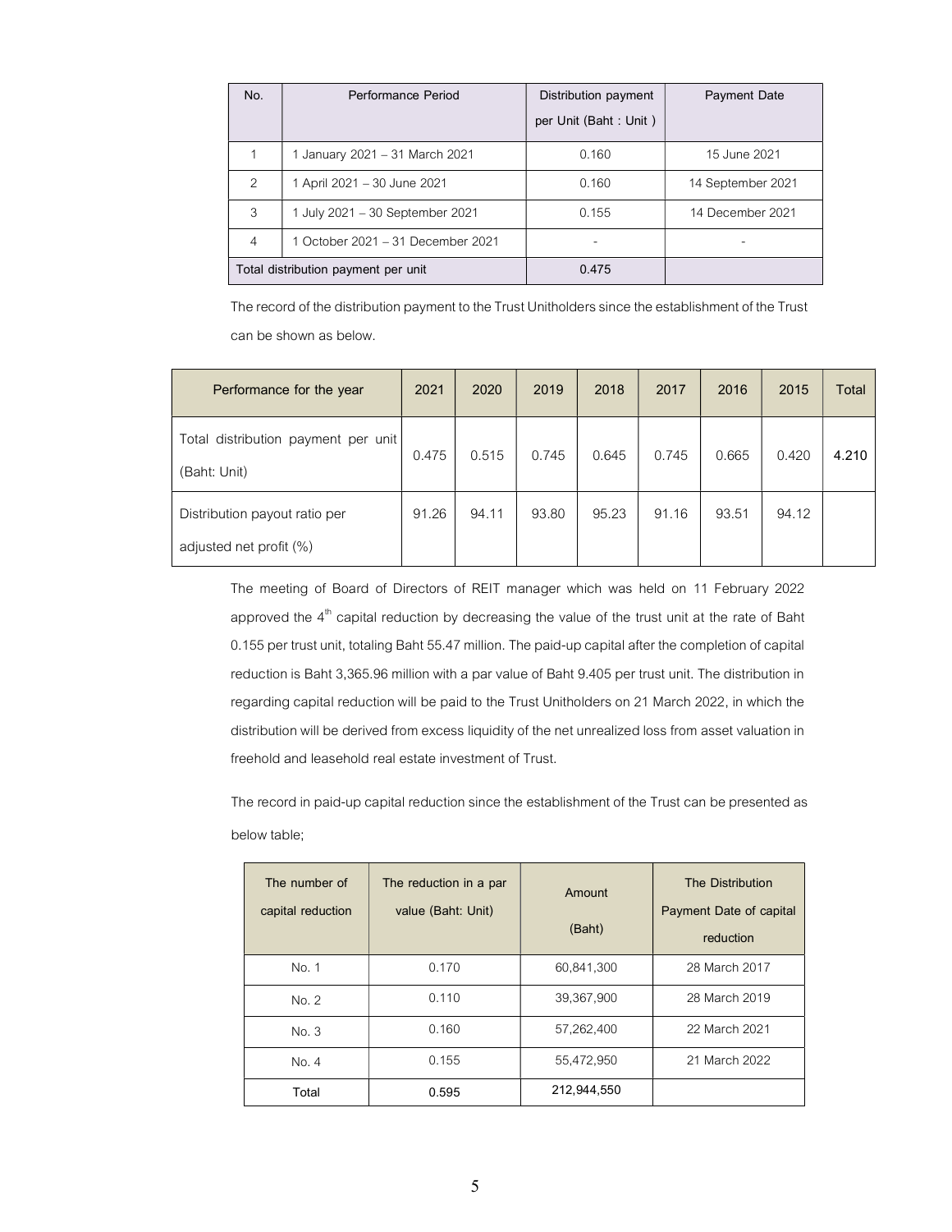| No. | Performance Period | Distribution payment per Unit (Baht : Unit ) | Payment Date |
|---|---|---|---|
| 1 | 1 January 2021 – 31 March 2021 | 0.160 | 15 June 2021 |
| 2 | 1 April 2021 – 30 June 2021 | 0.160 | 14 September 2021 |
| 3 | 1 July 2021 – 30 September 2021 | 0.155 | 14 December 2021 |
| 4 | 1 October 2021 – 31 December 2021 | - | - |
| Total distribution payment per unit | | 0.475 | |

The record of the distribution payment to the Trust Unitholders since the establishment of the Trust can be shown as below.

| Performance for the year | 2021 | 2020 | 2019 | 2018 | 2017 | 2016 | 2015 | Total |
|---|---|---|---|---|---|---|---|---|
| Total distribution payment per unit (Baht: Unit) | 0.475 | 0.515 | 0.745 | 0.645 | 0.745 | 0.665 | 0.420 | **4.210** |
| Distribution payout ratio per adjusted net profit (%) | 91.26 | 94.11 | 93.80 | 95.23 | 91.16 | 93.51 | 94.12 | |

The meeting of Board of Directors of REIT manager which was held on 11 February 2022 approved the 4th capital reduction by decreasing the value of the trust unit at the rate of Baht 0.155 per trust unit, totaling Baht 55.47 million. The paid-up capital after the completion of capital reduction is Baht 3,365.96 million with a par value of Baht 9.405 per trust unit. The distribution in regarding capital reduction will be paid to the Trust Unitholders on 21 March 2022, in which the distribution will be derived from excess liquidity of the net unrealized loss from asset valuation in freehold and leasehold real estate investment of Trust.

The record in paid-up capital reduction since the establishment of the Trust can be presented as below table;

| The number of capital reduction | The reduction in a par value (Baht: Unit) | Amount (Baht) | The Distribution Payment Date of capital reduction |
|---|---|---|---|
| No. 1 | 0.170 | 60,841,300 | 28 March 2017 |
| No. 2 | 0.110 | 39,367,900 | 28 March 2019 |
| No. 3 | 0.160 | 57,262,400 | 22 March 2021 |
| No. 4 | 0.155 | 55,472,950 | 21 March 2022 |
| Total | 0.595 | 212,944,550 | |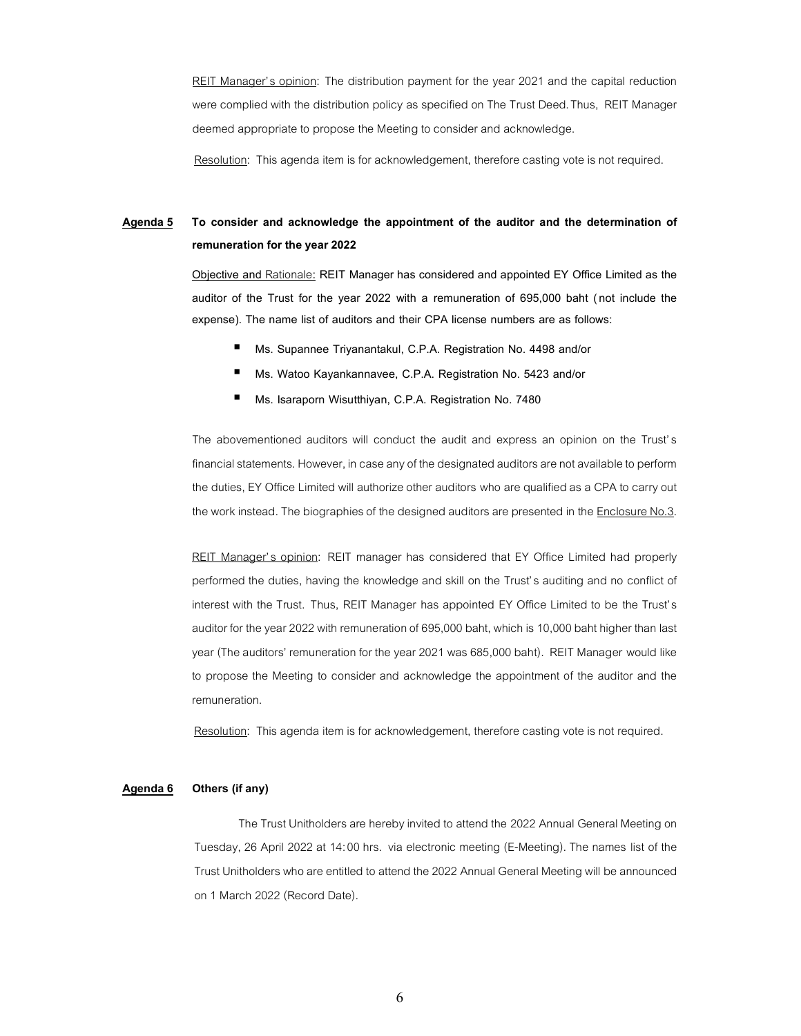REIT Manager's opinion: The distribution payment for the year 2021 and the capital reduction were complied with the distribution policy as specified on The Trust Deed. Thus, REIT Manager deemed appropriate to propose the Meeting to consider and acknowledge.

Resolution: This agenda item is for acknowledgement, therefore casting vote is not required.

**Agenda 5 To consider and acknowledge the appointment of the auditor and the determination of remuneration for the year 2022**

Objective and Rationale: **REIT Manager has considered and appointed EY Office Limited as the auditor of the Trust for the year 2022 with a remuneration of 695,000 baht (not include the expense). The name list of auditors and their CPA license numbers are as follows:**

- **Ms. Supannee Triyanantakul, C.P.A. Registration No. 4498 and/or**
- **Ms. Watoo Kayankannavee, C.P.A. Registration No. 5423 and/or**
- **Ms. Isaraporn Wisutthiyan, C.P.A. Registration No. 7480**

The abovementioned auditors will conduct the audit and express an opinion on the Trust's financial statements. However, in case any of the designated auditors are not available to perform the duties, EY Office Limited will authorize other auditors who are qualified as a CPA to carry out the work instead. The biographies of the designed auditors are presented in the Enclosure No.3.

REIT Manager's opinion: REIT manager has considered that EY Office Limited had properly performed the duties, having the knowledge and skill on the Trust's auditing and no conflict of interest with the Trust. Thus, REIT Manager has appointed EY Office Limited to be the Trust's auditor for the year 2022 with remuneration of 695,000 baht, which is 10,000 baht higher than last year (The auditors' remuneration for the year 2021 was 685,000 baht). REIT Manager would like to propose the Meeting to consider and acknowledge the appointment of the auditor and the remuneration.

Resolution: This agenda item is for acknowledgement, therefore casting vote is not required.

**Agenda 6 Others (if any)**

The Trust Unitholders are hereby invited to attend the 2022 Annual General Meeting on Tuesday, 26 April 2022 at 14:00 hrs. via electronic meeting (E-Meeting). The names list of the Trust Unitholders who are entitled to attend the 2022 Annual General Meeting will be announced on 1 March 2022 (Record Date).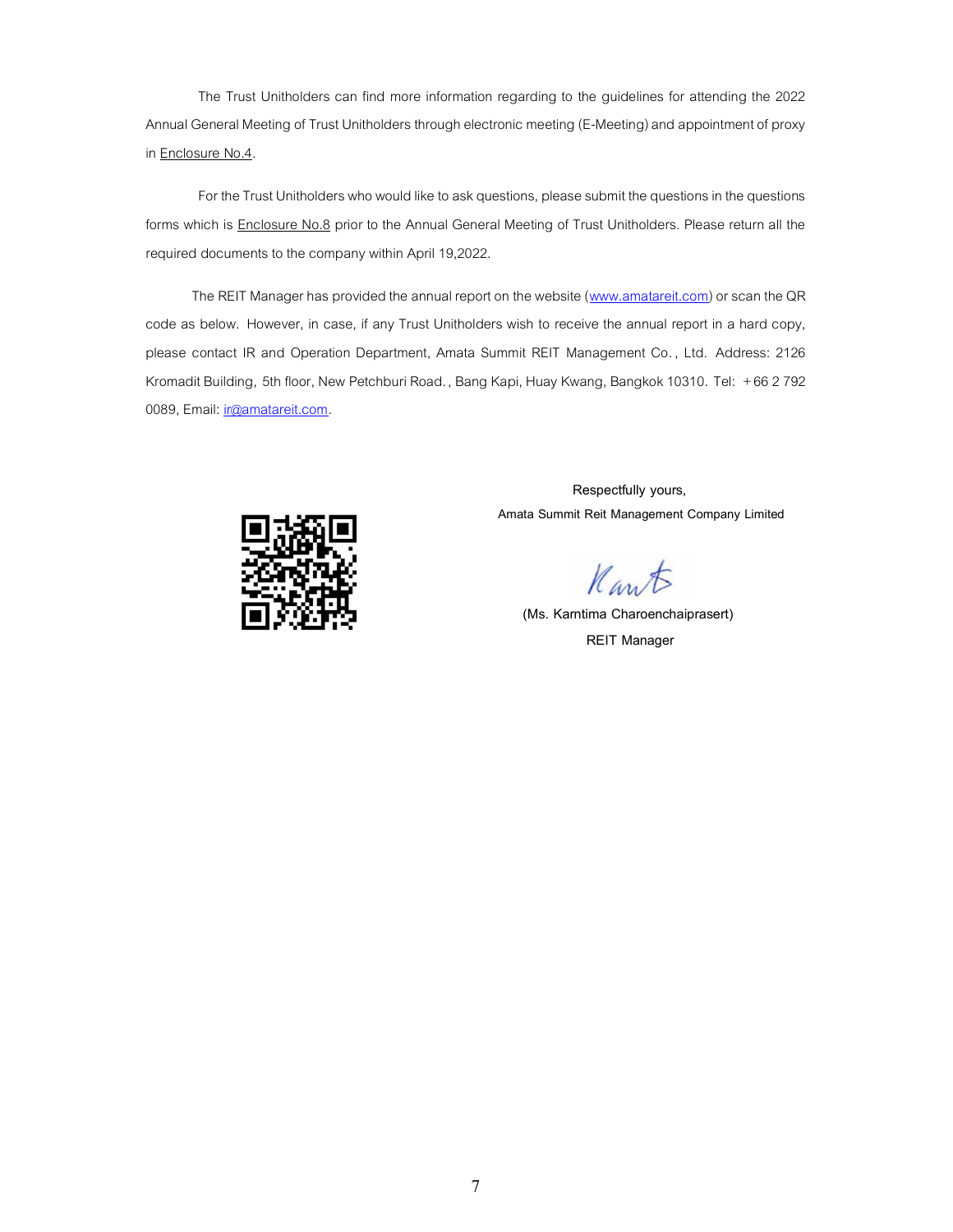The Trust Unitholders can find more information regarding to the guidelines for attending the 2022 Annual General Meeting of Trust Unitholders through electronic meeting (E-Meeting) and appointment of proxy in Enclosure No.4.

For the Trust Unitholders who would like to ask questions, please submit the questions in the questions forms which is Enclosure No.8 prior to the Annual General Meeting of Trust Unitholders. Please return all the required documents to the company within April 19,2022.

The REIT Manager has provided the annual report on the website (www.amatareit.com) or scan the QR code as below. However, in case, if any Trust Unitholders wish to receive the annual report in a hard copy, please contact IR and Operation Department, Amata Summit REIT Management Co., Ltd. Address: 2126 Kromadit Building, 5th floor, New Petchburi Road., Bang Kapi, Huay Kwang, Bangkok 10310. Tel: +66 2 792 0089, Email: ir@amatareit.com.

Respectfully yours,

Amata Summit Reit Management Company Limited

(Ms. Karntima Charoenchaiprasert)

REIT Manager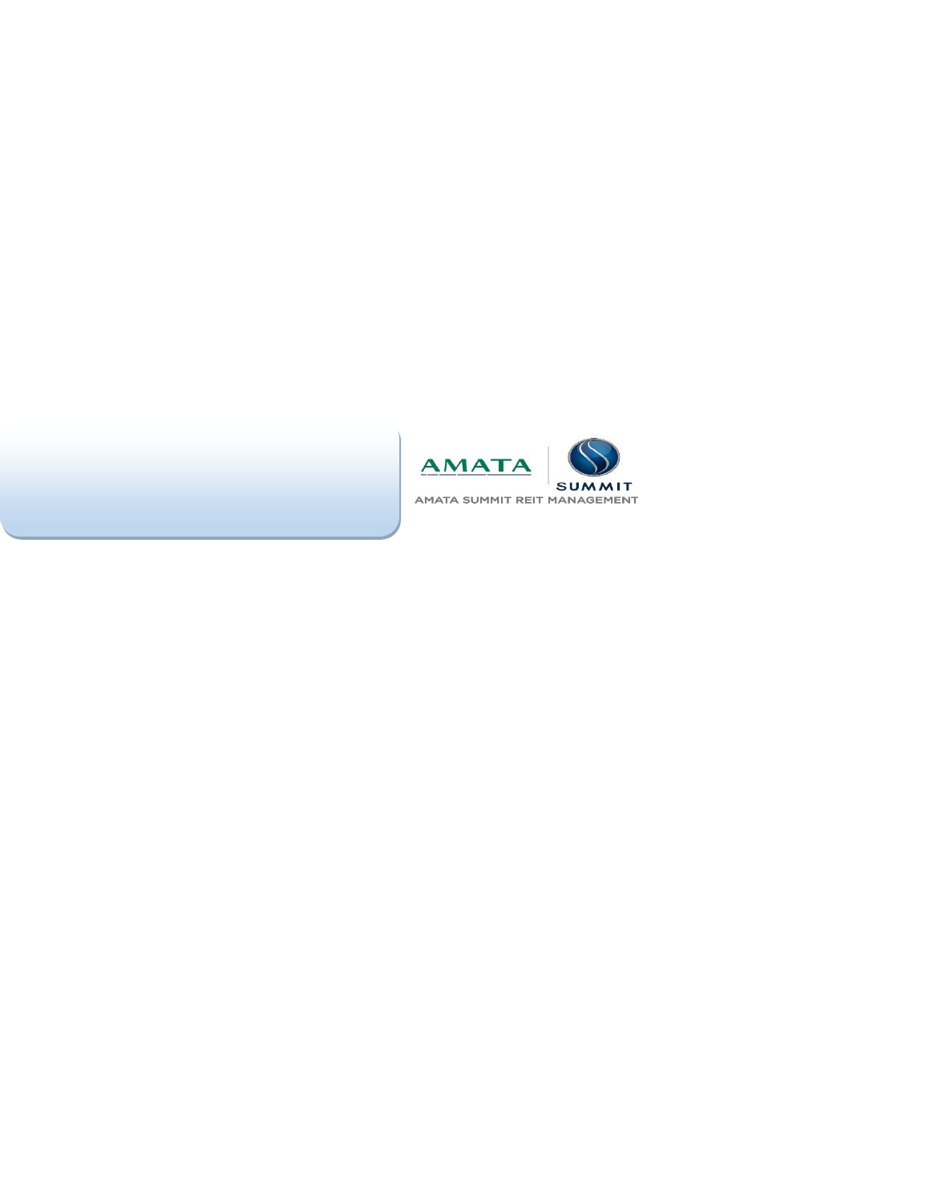AMATA

SUMMIT

AMATA SUMMIT REIT MANAGEMENT